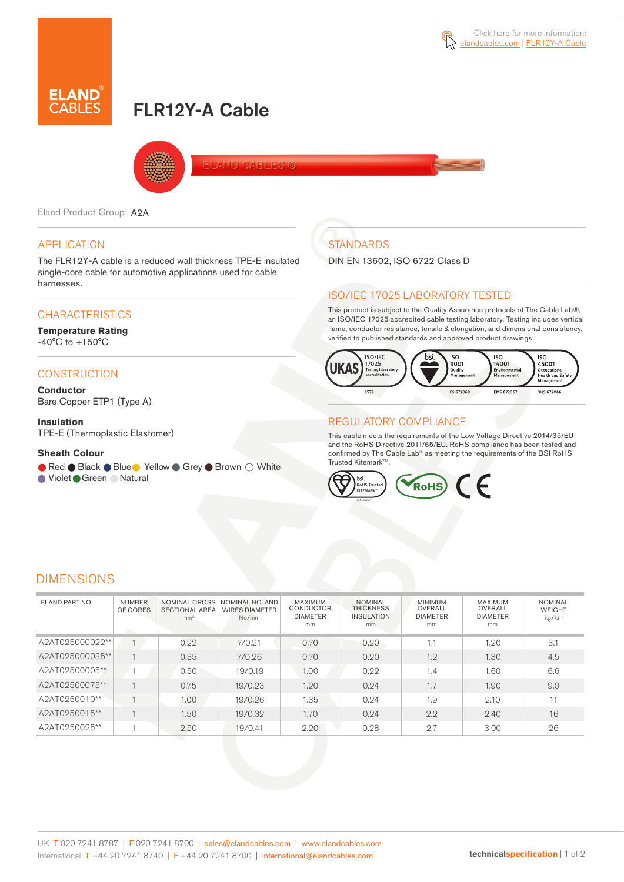Click here for more information: elandcables.com | FLR12Y-A Cable

# FLR12Y-A Cable

Eland Product Group: A2A

## APPLICATION

The FLR12Y-A cable is a reduced wall thickness TPE-E insulated single-core cable for automotive applications used for cable harnesses.

## CHARACTERISTICS

**Temperature Rating**
-40°C to +150°C

## CONSTRUCTION

**Conductor**
Bare Copper ETP1 (Type A)

**Insulation**
TPE-E (Thermoplastic Elastomer)

**Sheath Colour**
Red, Black, Blue, Yellow, Grey, Brown, White, Violet, Green, Natural

## STANDARDS

DIN EN 13602, ISO 6722 Class D

## ISO/IEC 17025 LABORATORY TESTED

This product is subject to the Quality Assurance protocols of The Cable Lab®, an ISO/IEC 17025 accredited cable testing laboratory. Testing includes vertical flame, conductor resistance, tensile & elongation, and dimensional consistency, verified to published standards and approved product drawings.

UKAS ISO/IEC 17025 Testing laboratory accreditation 8578 | bsi. ISO 9001 Quality Management FS 672069 | ISO 14001 Environmental Management EMS 672067 | ISO 45001 Occupational Health and Safety Management OHS 672066

## REGULATORY COMPLIANCE

This cable meets the requirements of the Low Voltage Directive 2014/35/EU and the RoHS Directive 2011/65/EU. RoHS compliance has been tested and confirmed by The Cable Lab® as meeting the requirements of the BSI RoHS Trusted Kitemark™.

bsi. RoHS Trusted KITEMARK™ | RoHS | CE

## DIMENSIONS

| ELAND PART NO. | NUMBER OF CORES | NOMINAL CROSS SECTIONAL AREA mm² | NOMINAL NO. AND WIRES DIAMETER No/mm | MAXIMUM CONDUCTOR DIAMETER mm | NOMINAL THICKNESS INSULATION mm | MINIMUM OVERALL DIAMETER mm | MAXIMUM OVERALL DIAMETER mm | NOMINAL WEIGHT kg/km |
|---|---|---|---|---|---|---|---|---|
| A2AT025000022** | 1 | 0.22 | 7/0.21 | 0.70 | 0.20 | 1.1 | 1.20 | 3.1 |
| A2AT025000035** | 1 | 0.35 | 7/0.26 | 0.70 | 0.20 | 1.2 | 1.30 | 4.5 |
| A2AT02500005** | 1 | 0.50 | 19/0.19 | 1.00 | 0.22 | 1.4 | 1.60 | 6.6 |
| A2AT02500075** | 1 | 0.75 | 19/0.23 | 1.20 | 0.24 | 1.7 | 1.90 | 9.0 |
| A2AT0250010** | 1 | 1.00 | 19/0.26 | 1.35 | 0.24 | 1.9 | 2.10 | 11 |
| A2AT0250015** | 1 | 1.50 | 19/0.32 | 1.70 | 0.24 | 2.2 | 2.40 | 16 |
| A2AT0250025** | 1 | 2.50 | 19/0.41 | 2.20 | 0.28 | 2.7 | 3.00 | 26 |

UK T 020 7241 8787 | F 020 7241 8700 | sales@elandcables.com | www.elandcables.com
International T +44 20 7241 8740 | F +44 20 7241 8700 | international@elandcables.com

technicalspecification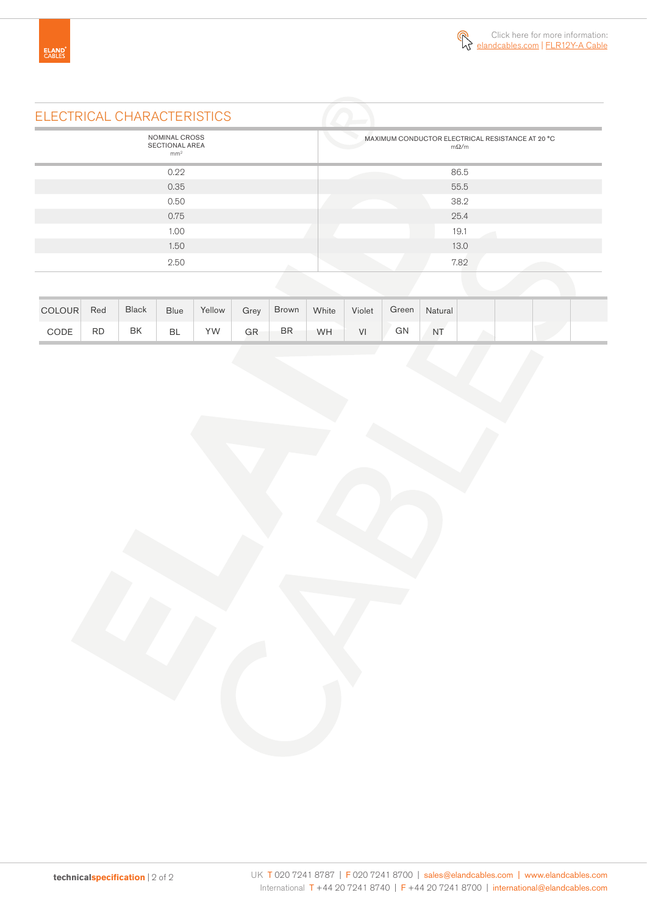Click here for more information: elandcables.com | FLR12Y-A Cable

## ELECTRICAL CHARACTERISTICS

| NOMINAL CROSS SECTIONAL AREA mm² | MAXIMUM CONDUCTOR ELECTRICAL RESISTANCE AT 20 °C mΩ/m |
|---|---|
| 0.22 | 86.5 |
| 0.35 | 55.5 |
| 0.50 | 38.2 |
| 0.75 | 25.4 |
| 1.00 | 19.1 |
| 1.50 | 13.0 |
| 2.50 | 7.82 |

| COLOUR | Red | Black | Blue | Yellow | Grey | Brown | White | Violet | Green | Natural | | | | |
|---|---|---|---|---|---|---|---|---|---|---|---|---|---|---|
| CODE | RD | BK | BL | YW | GR | BR | WH | VI | GN | NT | | | | |

UK T 020 7241 8787 | F 020 7241 8700 | sales@elandcables.com | www.elandcables.com
International T +44 20 7241 8740 | F +44 20 7241 8700 | international@elandcables.com